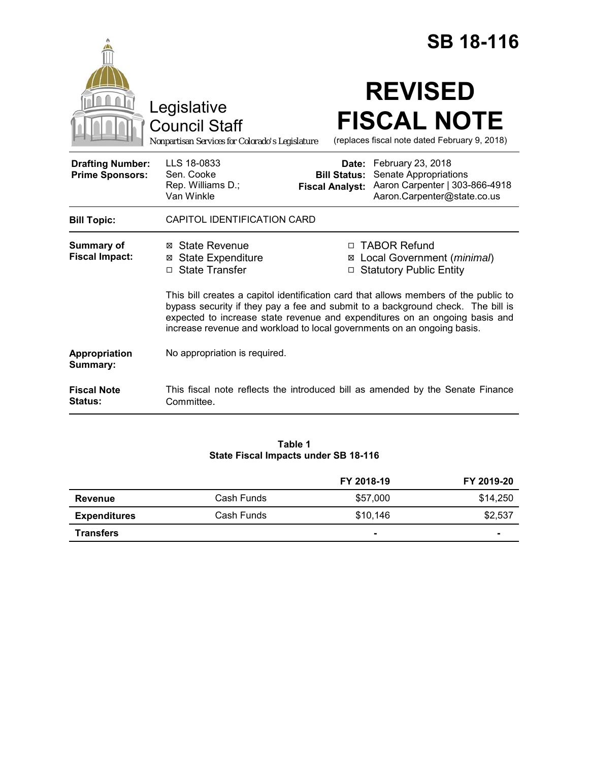# SB 18-116

Legislative Council Staff

*Nonpartisan Services for Colorado's Legislature*

# REVISED FISCAL NOTE

(replaces fiscal note dated February 9, 2018)

| | | | |
|---|---|---|---|
| **Drafting Number:** | LLS 18-0833 | **Date:** | February 23, 2018 |
| **Prime Sponsors:** | Sen. Cooke<br>Rep. Williams D.; Van Winkle | **Bill Status:** | Senate Appropriations |
| | | **Fiscal Analyst:** | Aaron Carpenter \| 303-866-4918<br>Aaron.Carpenter@state.co.us |

**Bill Topic:** CAPITOL IDENTIFICATION CARD

**Summary of Fiscal Impact:**

- ☒ State Revenue
- ☒ State Expenditure
- ☐ State Transfer
- ☐ TABOR Refund
- ☒ Local Government (*minimal*)
- ☐ Statutory Public Entity

This bill creates a capitol identification card that allows members of the public to bypass security if they pay a fee and submit to a background check. The bill is expected to increase state revenue and expenditures on an ongoing basis and increase revenue and workload to local governments on an ongoing basis.

**Appropriation Summary:** No appropriation is required.

**Fiscal Note Status:** This fiscal note reflects the introduced bill as amended by the Senate Finance Committee.

**Table 1**
**State Fiscal Impacts under SB 18-116**

| | | FY 2018-19 | FY 2019-20 |
|---|---|---|---|
| **Revenue** | Cash Funds | $57,000 | $14,250 |
| **Expenditures** | Cash Funds | $10,146 | $2,537 |
| **Transfers** | | - | - |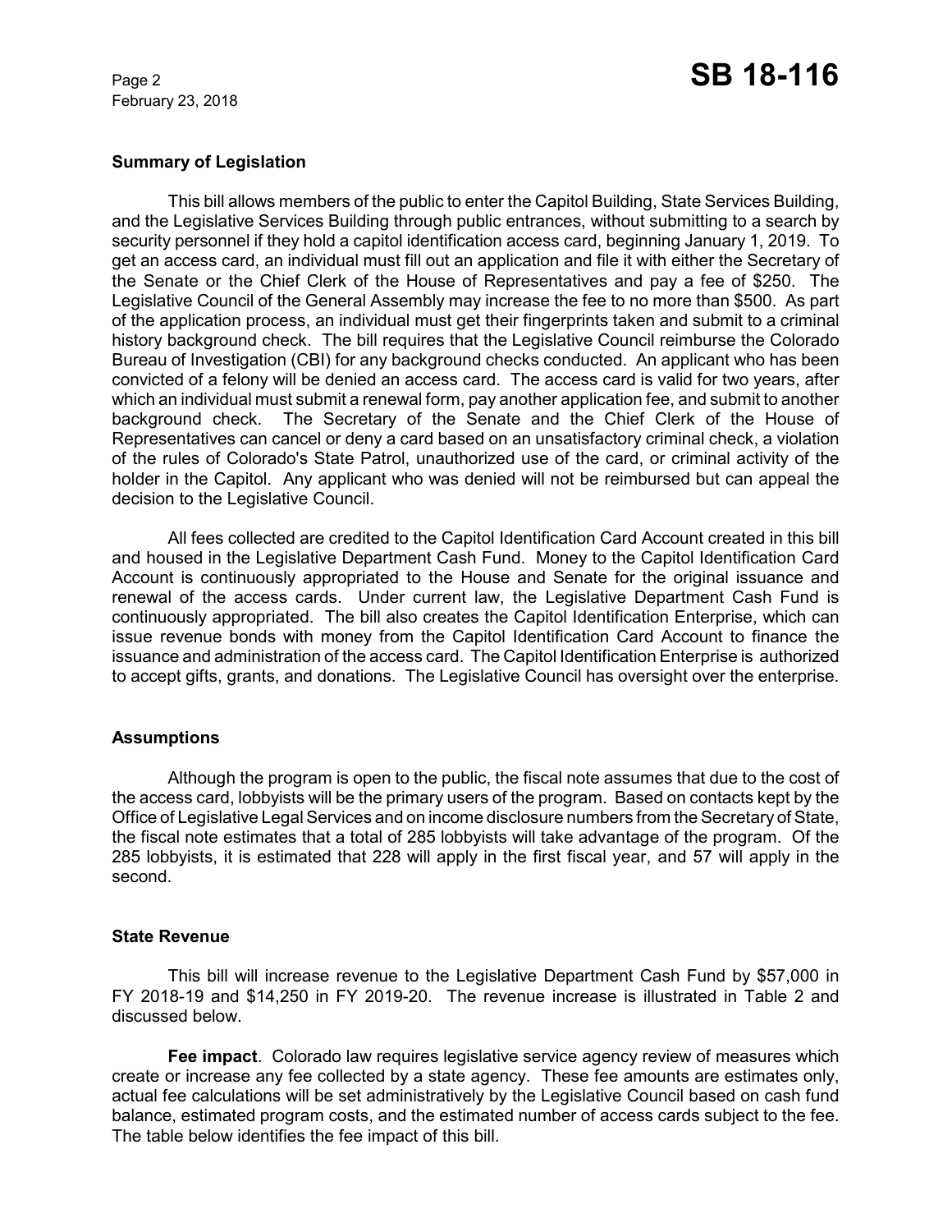**Summary of Legislation**

This bill allows members of the public to enter the Capitol Building, State Services Building, and the Legislative Services Building through public entrances, without submitting to a search by security personnel if they hold a capitol identification access card, beginning January 1, 2019. To get an access card, an individual must fill out an application and file it with either the Secretary of the Senate or the Chief Clerk of the House of Representatives and pay a fee of $250. The Legislative Council of the General Assembly may increase the fee to no more than $500. As part of the application process, an individual must get their fingerprints taken and submit to a criminal history background check. The bill requires that the Legislative Council reimburse the Colorado Bureau of Investigation (CBI) for any background checks conducted. An applicant who has been convicted of a felony will be denied an access card. The access card is valid for two years, after which an individual must submit a renewal form, pay another application fee, and submit to another background check. The Secretary of the Senate and the Chief Clerk of the House of Representatives can cancel or deny a card based on an unsatisfactory criminal check, a violation of the rules of Colorado's State Patrol, unauthorized use of the card, or criminal activity of the holder in the Capitol. Any applicant who was denied will not be reimbursed but can appeal the decision to the Legislative Council.

All fees collected are credited to the Capitol Identification Card Account created in this bill and housed in the Legislative Department Cash Fund. Money to the Capitol Identification Card Account is continuously appropriated to the House and Senate for the original issuance and renewal of the access cards. Under current law, the Legislative Department Cash Fund is continuously appropriated. The bill also creates the Capitol Identification Enterprise, which can issue revenue bonds with money from the Capitol Identification Card Account to finance the issuance and administration of the access card. The Capitol Identification Enterprise is authorized to accept gifts, grants, and donations. The Legislative Council has oversight over the enterprise.

**Assumptions**

Although the program is open to the public, the fiscal note assumes that due to the cost of the access card, lobbyists will be the primary users of the program. Based on contacts kept by the Office of Legislative Legal Services and on income disclosure numbers from the Secretary of State, the fiscal note estimates that a total of 285 lobbyists will take advantage of the program. Of the 285 lobbyists, it is estimated that 228 will apply in the first fiscal year, and 57 will apply in the second.

**State Revenue**

This bill will increase revenue to the Legislative Department Cash Fund by $57,000 in FY 2018-19 and $14,250 in FY 2019-20. The revenue increase is illustrated in Table 2 and discussed below.

**Fee impact**. Colorado law requires legislative service agency review of measures which create or increase any fee collected by a state agency. These fee amounts are estimates only, actual fee calculations will be set administratively by the Legislative Council based on cash fund balance, estimated program costs, and the estimated number of access cards subject to the fee. The table below identifies the fee impact of this bill.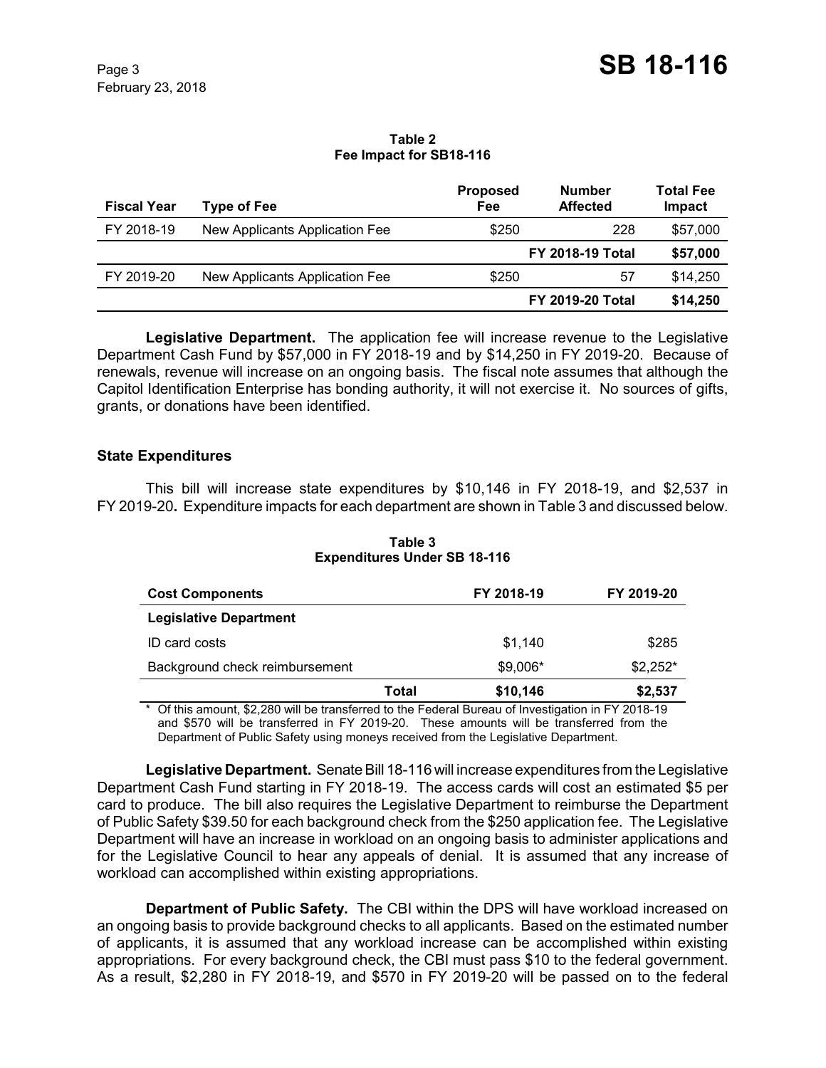**Table 2**
**Fee Impact for SB18-116**

| Fiscal Year | Type of Fee | Proposed Fee | Number Affected | Total Fee Impact |
|---|---|---|---|---|
| FY 2018-19 | New Applicants Application Fee | $250 | 228 | $57,000 |
| | | | **FY 2018-19 Total** | **$57,000** |
| FY 2019-20 | New Applicants Application Fee | $250 | 57 | $14,250 |
| | | | **FY 2019-20 Total** | **$14,250** |

**Legislative Department.** The application fee will increase revenue to the Legislative Department Cash Fund by $57,000 in FY 2018-19 and by $14,250 in FY 2019-20. Because of renewals, revenue will increase on an ongoing basis. The fiscal note assumes that although the Capitol Identification Enterprise has bonding authority, it will not exercise it. No sources of gifts, grants, or donations have been identified.

### State Expenditures

This bill will increase state expenditures by $10,146 in FY 2018-19, and $2,537 in FY 2019-20. Expenditure impacts for each department are shown in Table 3 and discussed below.

**Table 3**
**Expenditures Under SB 18-116**

| Cost Components | | FY 2018-19 | FY 2019-20 |
|---|---|---|---|
| **Legislative Department** | | | |
| ID card costs | | $1,140 | $285 |
| Background check reimbursement | | $9,006* | $2,252* |
| | **Total** | **$10,146** | **$2,537** |

\* Of this amount, $2,280 will be transferred to the Federal Bureau of Investigation in FY 2018-19 and $570 will be transferred in FY 2019-20. These amounts will be transferred from the Department of Public Safety using moneys received from the Legislative Department.

**Legislative Department.** Senate Bill 18-116 will increase expenditures from the Legislative Department Cash Fund starting in FY 2018-19. The access cards will cost an estimated $5 per card to produce. The bill also requires the Legislative Department to reimburse the Department of Public Safety $39.50 for each background check from the $250 application fee. The Legislative Department will have an increase in workload on an ongoing basis to administer applications and for the Legislative Council to hear any appeals of denial. It is assumed that any increase of workload can accomplished within existing appropriations.

**Department of Public Safety.** The CBI within the DPS will have workload increased on an ongoing basis to provide background checks to all applicants. Based on the estimated number of applicants, it is assumed that any workload increase can be accomplished within existing appropriations. For every background check, the CBI must pass $10 to the federal government. As a result, $2,280 in FY 2018-19, and $570 in FY 2019-20 will be passed on to the federal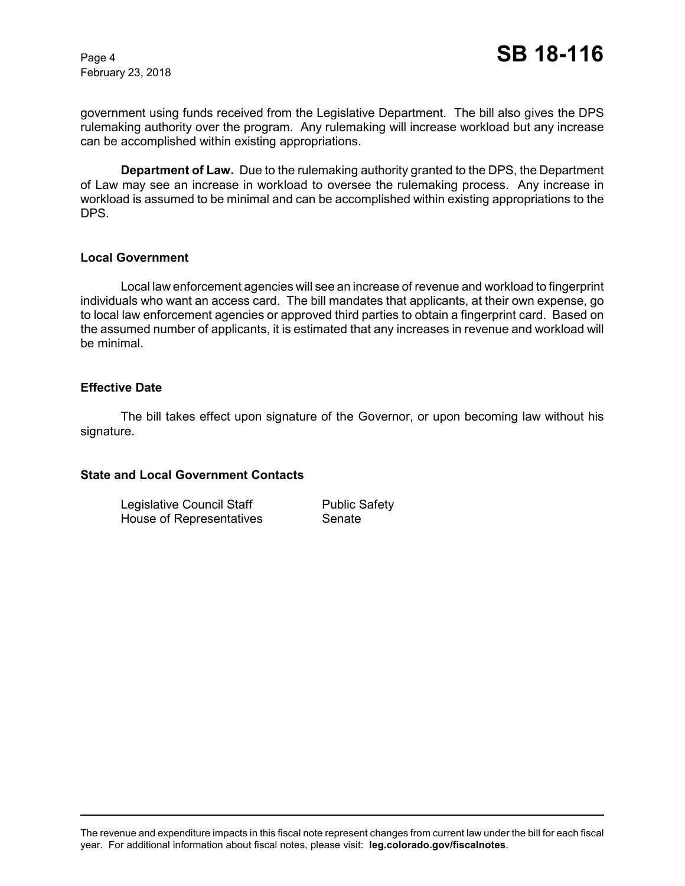government using funds received from the Legislative Department. The bill also gives the DPS rulemaking authority over the program. Any rulemaking will increase workload but any increase can be accomplished within existing appropriations.

**Department of Law.** Due to the rulemaking authority granted to the DPS, the Department of Law may see an increase in workload to oversee the rulemaking process. Any increase in workload is assumed to be minimal and can be accomplished within existing appropriations to the DPS.

### Local Government

Local law enforcement agencies will see an increase of revenue and workload to fingerprint individuals who want an access card. The bill mandates that applicants, at their own expense, go to local law enforcement agencies or approved third parties to obtain a fingerprint card. Based on the assumed number of applicants, it is estimated that any increases in revenue and workload will be minimal.

### Effective Date

The bill takes effect upon signature of the Governor, or upon becoming law without his signature.

### State and Local Government Contacts

| | |
|---|---|
| Legislative Council Staff | Public Safety |
| House of Representatives | Senate |

The revenue and expenditure impacts in this fiscal note represent changes from current law under the bill for each fiscal year. For additional information about fiscal notes, please visit: **leg.colorado.gov/fiscalnotes**.